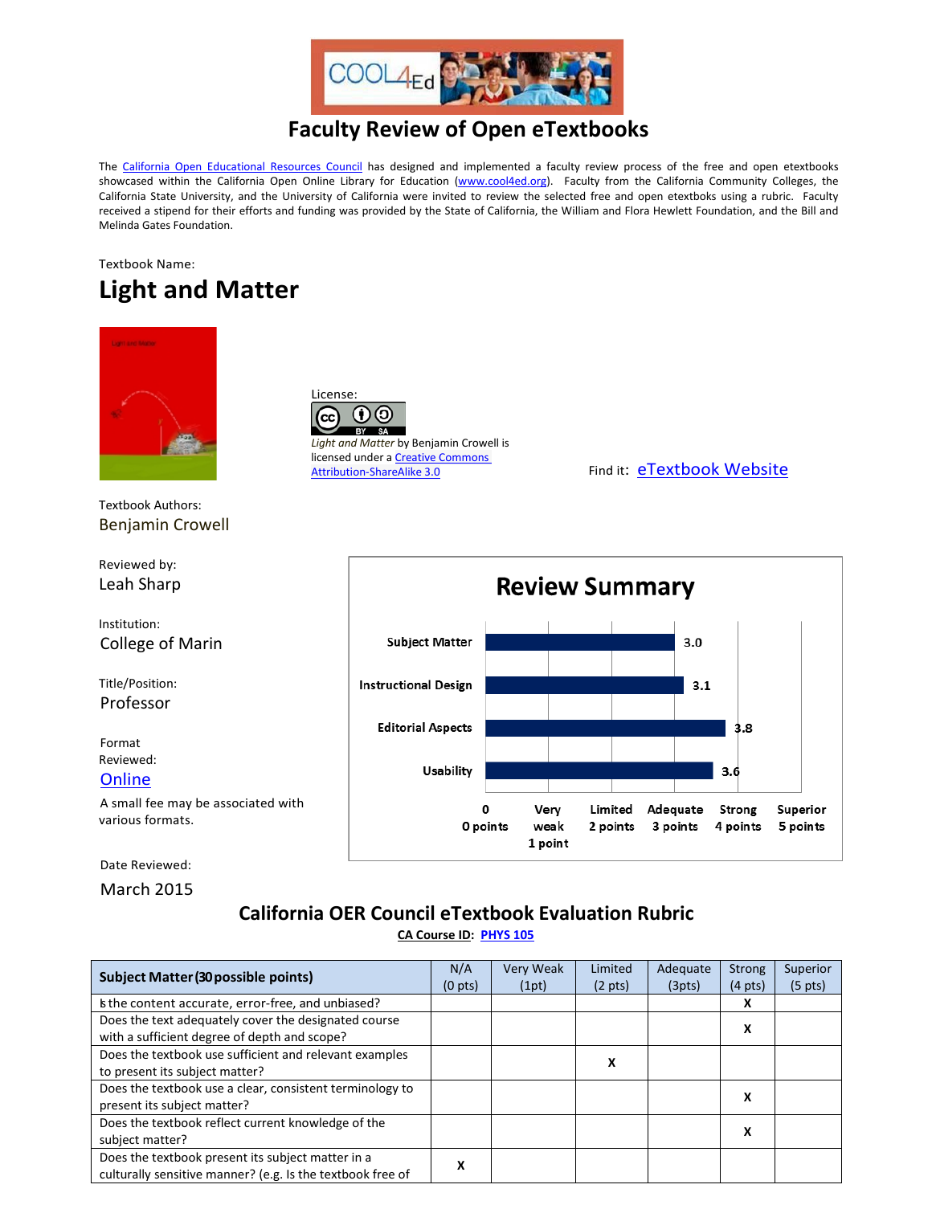# Faculty Review of Open eTextbooks

The California Open Educational Resources Council has designed and implemented a faculty review process of the free and open etextbooks showcased within the California Open Online Library for Education (www.cool4ed.org). Faculty from the California Community Colleges, the California State University, and the University of California were invited to review the selected free and open etextboks using a rubric. Faculty received a stipend for their efforts and funding was provided by the State of California, the William and Flora Hewlett Foundation, and the Bill and Melinda Gates Foundation.

Textbook Name:

## Light and Matter

License:

*Light and Matter* by Benjamin Crowell is licensed under a Creative Commons Attribution-ShareAlike 3.0

Find it: eTextbook Website

Textbook Authors:
Benjamin Crowell

Reviewed by:
Leah Sharp

Institution:
College of Marin

Title/Position:
Professor

Format Reviewed:
Online

A small fee may be associated with various formats.

Date Reviewed:
March 2015

### Review Summary

| Category | Score |
|---|---|
| Subject Matter | 3.0 |
| Instructional Design | 3.1 |
| Editorial Aspects | 3.8 |
| Usability | 3.6 |

Scale: 0 (0 points), Very weak (1 point), Limited (2 points), Adequate (3 points), Strong (4 points), Superior (5 points)

## California OER Council eTextbook Evaluation Rubric

**CA Course ID:** PHYS 105

| **Subject Matter (30 possible points)** | N/A (0 pts) | Very Weak (1pt) | Limited (2 pts) | Adequate (3pts) | Strong (4 pts) | Superior (5 pts) |
|---|---|---|---|---|---|---|
| Is the content accurate, error-free, and unbiased? | | | | | X | |
| Does the text adequately cover the designated course with a sufficient degree of depth and scope? | | | | | X | |
| Does the textbook use sufficient and relevant examples to present its subject matter? | | | X | | | |
| Does the textbook use a clear, consistent terminology to present its subject matter? | | | | | X | |
| Does the textbook reflect current knowledge of the subject matter? | | | | | X | |
| Does the textbook present its subject matter in a culturally sensitive manner? (e.g. Is the textbook free of | X | | | | | |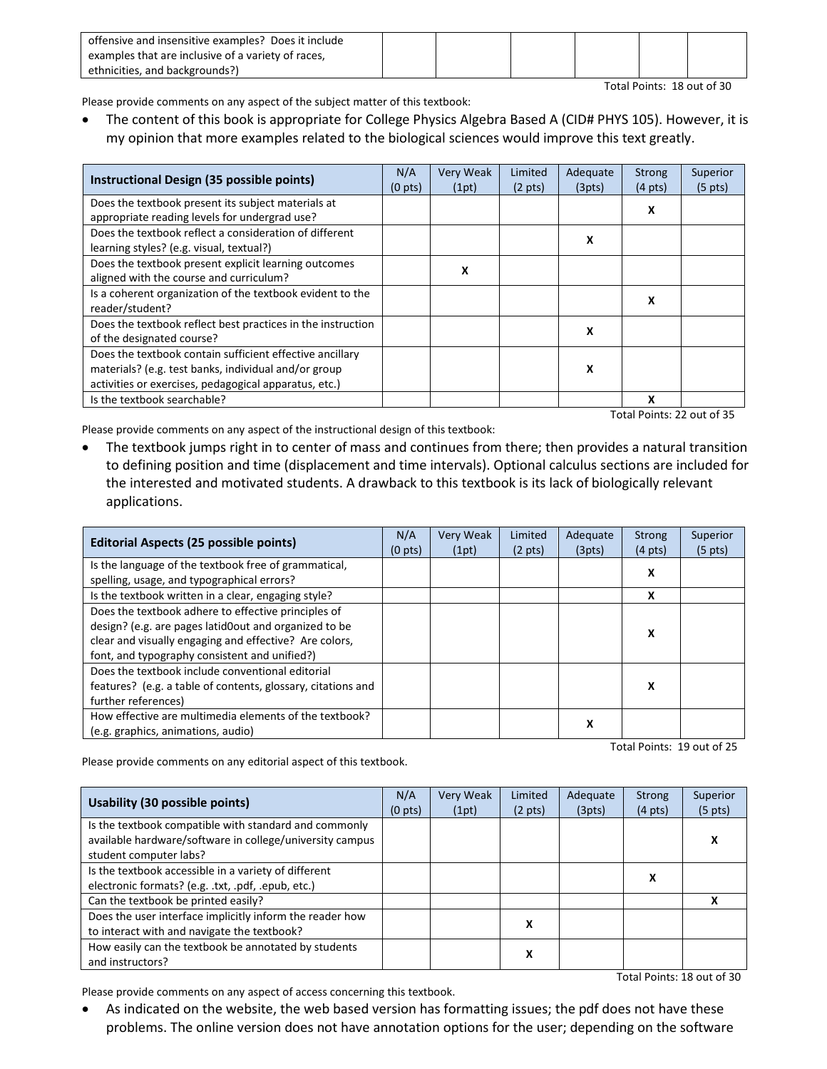| offensive and insensitive examples? Does it include examples that are inclusive of a variety of races, ethnicities, and backgrounds?) | | | | | | |
|---|---|---|---|---|---|---|

Total Points: 18 out of 30

Please provide comments on any aspect of the subject matter of this textbook:

- The content of this book is appropriate for College Physics Algebra Based A (CID# PHYS 105). However, it is my opinion that more examples related to the biological sciences would improve this text greatly.

| Instructional Design (35 possible points) | N/A (0 pts) | Very Weak (1pt) | Limited (2 pts) | Adequate (3pts) | Strong (4 pts) | Superior (5 pts) |
|---|---|---|---|---|---|---|
| Does the textbook present its subject materials at appropriate reading levels for undergrad use? | | | | | X | |
| Does the textbook reflect a consideration of different learning styles? (e.g. visual, textual?) | | | | X | | |
| Does the textbook present explicit learning outcomes aligned with the course and curriculum? | | X | | | | |
| Is a coherent organization of the textbook evident to the reader/student? | | | | | X | |
| Does the textbook reflect best practices in the instruction of the designated course? | | | | X | | |
| Does the textbook contain sufficient effective ancillary materials? (e.g. test banks, individual and/or group activities or exercises, pedagogical apparatus, etc.) | | | | X | | |
| Is the textbook searchable? | | | | | X | |

Total Points: 22 out of 35

Please provide comments on any aspect of the instructional design of this textbook:

- The textbook jumps right in to center of mass and continues from there; then provides a natural transition to defining position and time (displacement and time intervals). Optional calculus sections are included for the interested and motivated students. A drawback to this textbook is its lack of biologically relevant applications.

| Editorial Aspects (25 possible points) | N/A (0 pts) | Very Weak (1pt) | Limited (2 pts) | Adequate (3pts) | Strong (4 pts) | Superior (5 pts) |
|---|---|---|---|---|---|---|
| Is the language of the textbook free of grammatical, spelling, usage, and typographical errors? | | | | | X | |
| Is the textbook written in a clear, engaging style? | | | | | X | |
| Does the textbook adhere to effective principles of design? (e.g. are pages latid0out and organized to be clear and visually engaging and effective? Are colors, font, and typography consistent and unified?) | | | | | X | |
| Does the textbook include conventional editorial features? (e.g. a table of contents, glossary, citations and further references) | | | | | X | |
| How effective are multimedia elements of the textbook? (e.g. graphics, animations, audio) | | | | X | | |

Total Points: 19 out of 25

Please provide comments on any editorial aspect of this textbook.

| Usability (30 possible points) | N/A (0 pts) | Very Weak (1pt) | Limited (2 pts) | Adequate (3pts) | Strong (4 pts) | Superior (5 pts) |
|---|---|---|---|---|---|---|
| Is the textbook compatible with standard and commonly available hardware/software in college/university campus student computer labs? | | | | | | X |
| Is the textbook accessible in a variety of different electronic formats? (e.g. .txt, .pdf, .epub, etc.) | | | | | X | |
| Can the textbook be printed easily? | | | | | | X |
| Does the user interface implicitly inform the reader how to interact with and navigate the textbook? | | | X | | | |
| How easily can the textbook be annotated by students and instructors? | | | X | | | |

Total Points: 18 out of 30

Please provide comments on any aspect of access concerning this textbook.

- As indicated on the website, the web based version has formatting issues; the pdf does not have these problems. The online version does not have annotation options for the user; depending on the software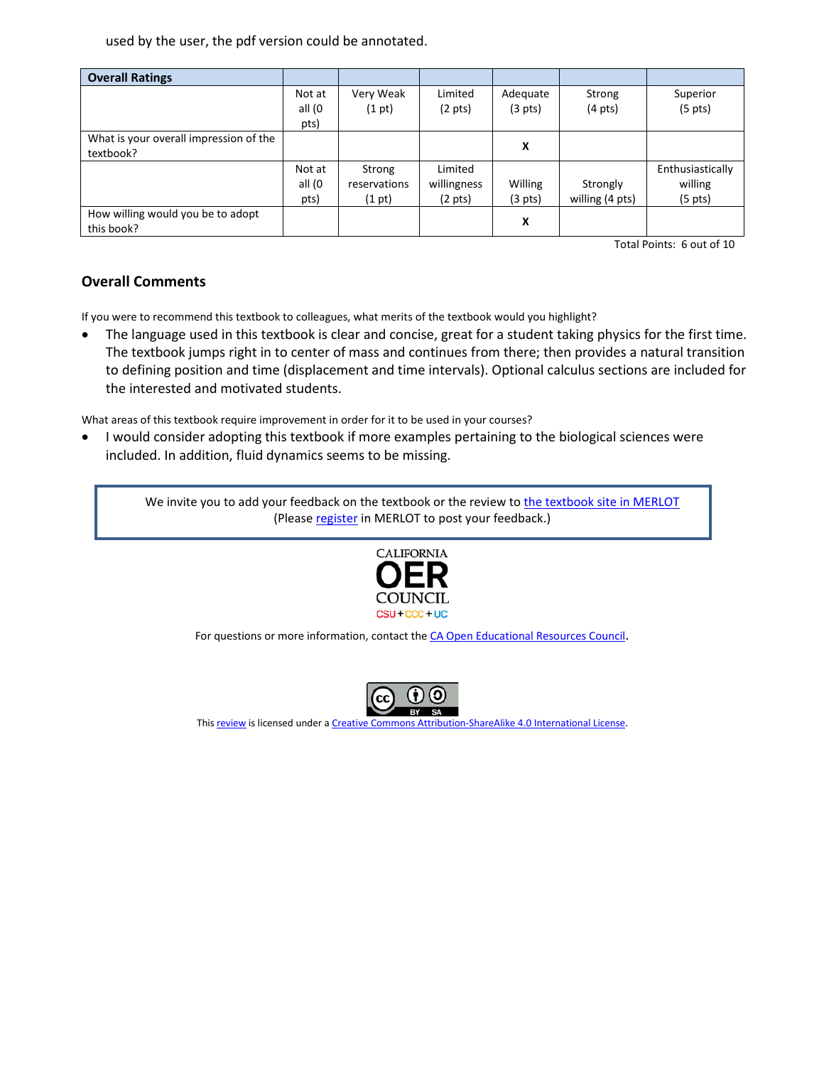used by the user, the pdf version could be annotated.

| Overall Ratings | | | | | | |
|---|---|---|---|---|---|---|
| | Not at all (0 pts) | Very Weak (1 pt) | Limited (2 pts) | Adequate (3 pts) | Strong (4 pts) | Superior (5 pts) |
| What is your overall impression of the textbook? | | | | X | | |
| | Not at all (0 pts) | Strong reservations (1 pt) | Limited willingness (2 pts) | Willing (3 pts) | Strongly willing (4 pts) | Enthusiastically willing (5 pts) |
| How willing would you be to adopt this book? | | | | X | | |

Total Points: 6 out of 10

## Overall Comments

If you were to recommend this textbook to colleagues, what merits of the textbook would you highlight?

- The language used in this textbook is clear and concise, great for a student taking physics for the first time. The textbook jumps right in to center of mass and continues from there; then provides a natural transition to defining position and time (displacement and time intervals). Optional calculus sections are included for the interested and motivated students.

What areas of this textbook require improvement in order for it to be used in your courses?

- I would consider adopting this textbook if more examples pertaining to the biological sciences were included. In addition, fluid dynamics seems to be missing.

We invite you to add your feedback on the textbook or the review to the textbook site in MERLOT (Please register in MERLOT to post your feedback.)

CALIFORNIA OER COUNCIL
CSU + CCC + UC

For questions or more information, contact the CA Open Educational Resources Council.

This review is licensed under a Creative Commons Attribution-ShareAlike 4.0 International License.